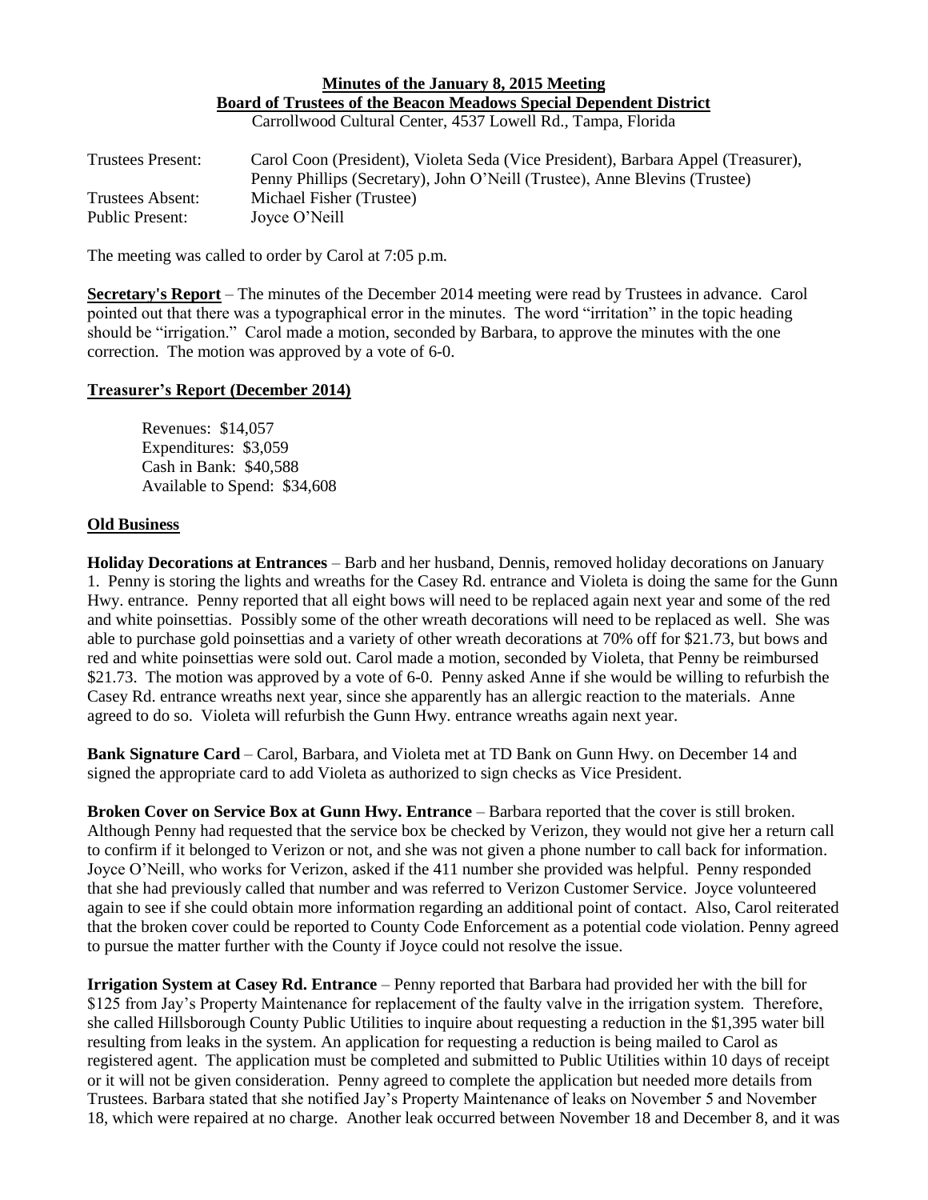**Minutes of the January 8, 2015 Meeting**
**Board of Trustees of the Beacon Meadows Special Dependent District**
Carrollwood Cultural Center, 4537 Lowell Rd., Tampa, Florida

Trustees Present: Carol Coon (President), Violeta Seda (Vice President), Barbara Appel (Treasurer), Penny Phillips (Secretary), John O'Neill (Trustee), Anne Blevins (Trustee)
Trustees Absent: Michael Fisher (Trustee)
Public Present: Joyce O'Neill

The meeting was called to order by Carol at 7:05 p.m.

**Secretary's Report** – The minutes of the December 2014 meeting were read by Trustees in advance. Carol pointed out that there was a typographical error in the minutes. The word "irritation" in the topic heading should be "irrigation." Carol made a motion, seconded by Barbara, to approve the minutes with the one correction. The motion was approved by a vote of 6-0.

**Treasurer's Report (December 2014)**

Revenues: $14,057
Expenditures: $3,059
Cash in Bank: $40,588
Available to Spend: $34,608

**Old Business**

**Holiday Decorations at Entrances** – Barb and her husband, Dennis, removed holiday decorations on January 1. Penny is storing the lights and wreaths for the Casey Rd. entrance and Violeta is doing the same for the Gunn Hwy. entrance. Penny reported that all eight bows will need to be replaced again next year and some of the red and white poinsettias. Possibly some of the other wreath decorations will need to be replaced as well. She was able to purchase gold poinsettias and a variety of other wreath decorations at 70% off for $21.73, but bows and red and white poinsettias were sold out. Carol made a motion, seconded by Violeta, that Penny be reimbursed $21.73. The motion was approved by a vote of 6-0. Penny asked Anne if she would be willing to refurbish the Casey Rd. entrance wreaths next year, since she apparently has an allergic reaction to the materials. Anne agreed to do so. Violeta will refurbish the Gunn Hwy. entrance wreaths again next year.

**Bank Signature Card** – Carol, Barbara, and Violeta met at TD Bank on Gunn Hwy. on December 14 and signed the appropriate card to add Violeta as authorized to sign checks as Vice President.

**Broken Cover on Service Box at Gunn Hwy. Entrance** – Barbara reported that the cover is still broken. Although Penny had requested that the service box be checked by Verizon, they would not give her a return call to confirm if it belonged to Verizon or not, and she was not given a phone number to call back for information. Joyce O'Neill, who works for Verizon, asked if the 411 number she provided was helpful. Penny responded that she had previously called that number and was referred to Verizon Customer Service. Joyce volunteered again to see if she could obtain more information regarding an additional point of contact. Also, Carol reiterated that the broken cover could be reported to County Code Enforcement as a potential code violation. Penny agreed to pursue the matter further with the County if Joyce could not resolve the issue.

**Irrigation System at Casey Rd. Entrance** – Penny reported that Barbara had provided her with the bill for $125 from Jay's Property Maintenance for replacement of the faulty valve in the irrigation system. Therefore, she called Hillsborough County Public Utilities to inquire about requesting a reduction in the $1,395 water bill resulting from leaks in the system. An application for requesting a reduction is being mailed to Carol as registered agent. The application must be completed and submitted to Public Utilities within 10 days of receipt or it will not be given consideration. Penny agreed to complete the application but needed more details from Trustees. Barbara stated that she notified Jay's Property Maintenance of leaks on November 5 and November 18, which were repaired at no charge. Another leak occurred between November 18 and December 8, and it was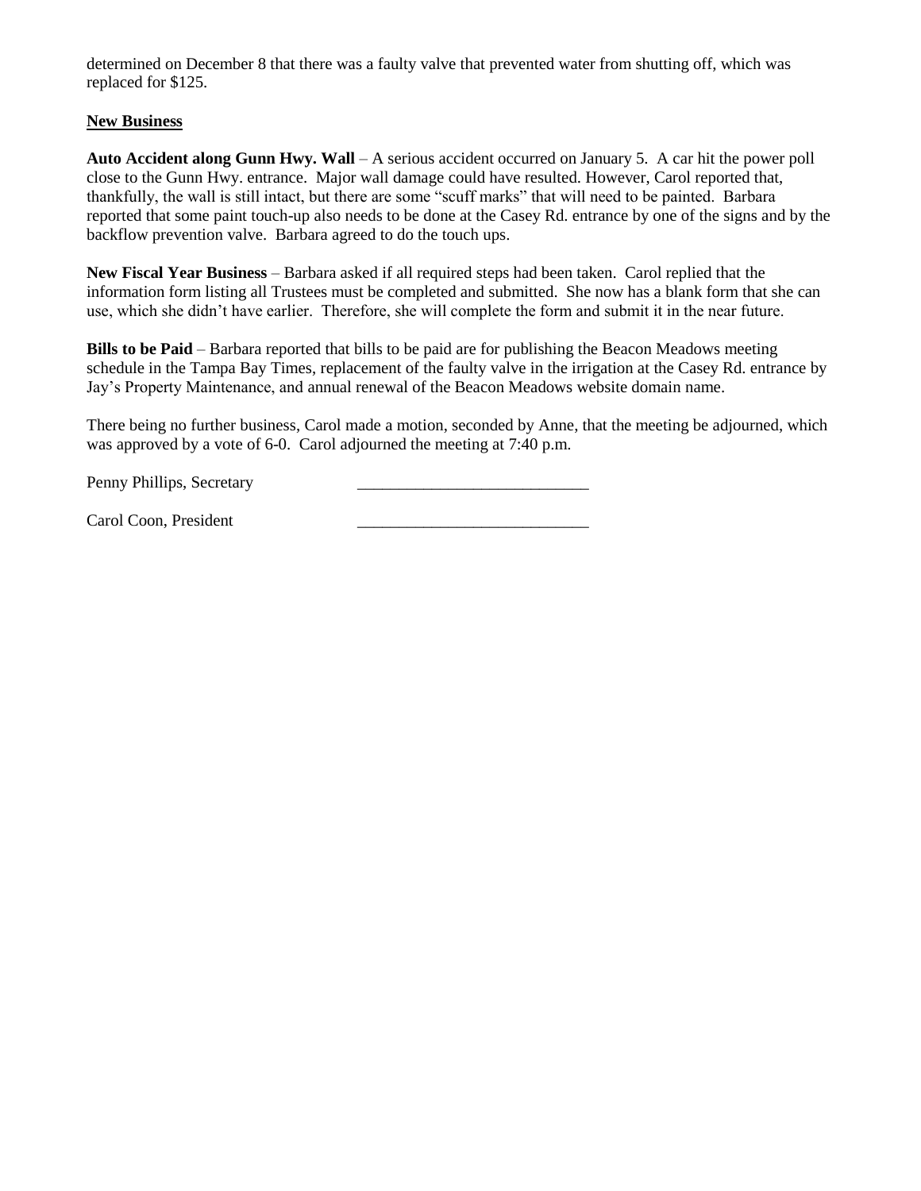determined on December 8 that there was a faulty valve that prevented water from shutting off, which was replaced for $125.

**New Business**

**Auto Accident along Gunn Hwy. Wall** – A serious accident occurred on January 5. A car hit the power poll close to the Gunn Hwy. entrance. Major wall damage could have resulted. However, Carol reported that, thankfully, the wall is still intact, but there are some "scuff marks" that will need to be painted. Barbara reported that some paint touch-up also needs to be done at the Casey Rd. entrance by one of the signs and by the backflow prevention valve. Barbara agreed to do the touch ups.

**New Fiscal Year Business** – Barbara asked if all required steps had been taken. Carol replied that the information form listing all Trustees must be completed and submitted. She now has a blank form that she can use, which she didn't have earlier. Therefore, she will complete the form and submit it in the near future.

**Bills to be Paid** – Barbara reported that bills to be paid are for publishing the Beacon Meadows meeting schedule in the Tampa Bay Times, replacement of the faulty valve in the irrigation at the Casey Rd. entrance by Jay's Property Maintenance, and annual renewal of the Beacon Meadows website domain name.

There being no further business, Carol made a motion, seconded by Anne, that the meeting be adjourned, which was approved by a vote of 6-0. Carol adjourned the meeting at 7:40 p.m.

Penny Phillips, Secretary ____________________________

Carol Coon, President ____________________________